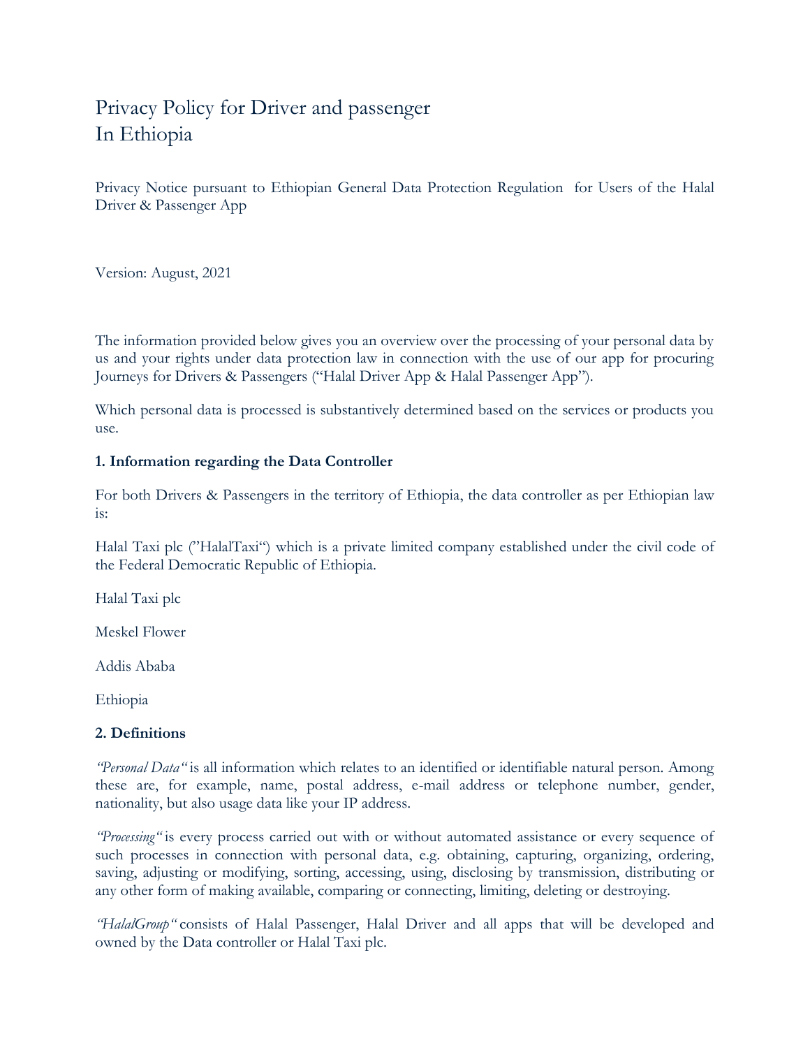# Privacy Policy for Driver and passenger In Ethiopia

Privacy Notice pursuant to Ethiopian General Data Protection Regulation for Users of the Halal Driver & Passenger App

Version: August, 2021

The information provided below gives you an overview over the processing of your personal data by us and your rights under data protection law in connection with the use of our app for procuring Journeys for Drivers & Passengers ("Halal Driver App & Halal Passenger App").

Which personal data is processed is substantively determined based on the services or products you use.

**1. Information regarding the Data Controller**

For both Drivers & Passengers in the territory of Ethiopia, the data controller as per Ethiopian law is:

Halal Taxi plc ("HalalTaxi") which is a private limited company established under the civil code of the Federal Democratic Republic of Ethiopia.

Halal Taxi plc

Meskel Flower

Addis Ababa

Ethiopia

**2. Definitions**

*"Personal Data"* is all information which relates to an identified or identifiable natural person. Among these are, for example, name, postal address, e-mail address or telephone number, gender, nationality, but also usage data like your IP address.

*"Processing"* is every process carried out with or without automated assistance or every sequence of such processes in connection with personal data, e.g. obtaining, capturing, organizing, ordering, saving, adjusting or modifying, sorting, accessing, using, disclosing by transmission, distributing or any other form of making available, comparing or connecting, limiting, deleting or destroying.

*"HalalGroup"* consists of Halal Passenger, Halal Driver and all apps that will be developed and owned by the Data controller or Halal Taxi plc.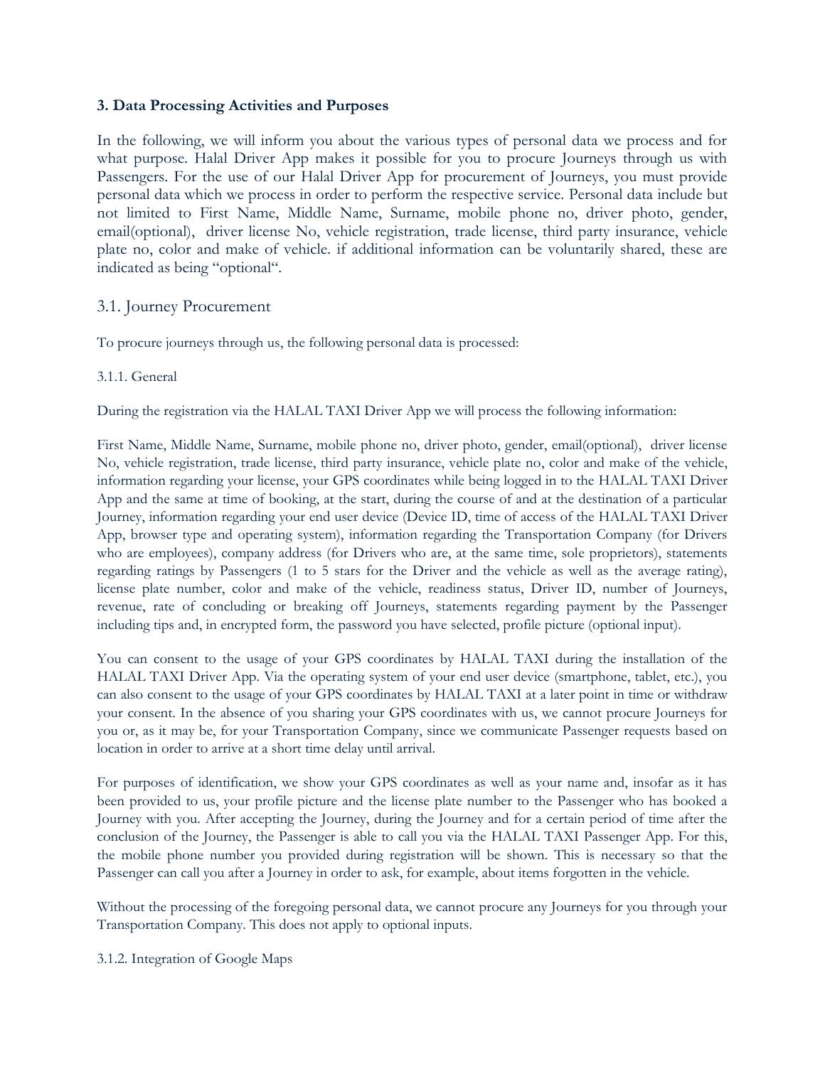**3. Data Processing Activities and Purposes**

In the following, we will inform you about the various types of personal data we process and for what purpose. Halal Driver App makes it possible for you to procure Journeys through us with Passengers. For the use of our Halal Driver App for procurement of Journeys, you must provide personal data which we process in order to perform the respective service. Personal data include but not limited to First Name, Middle Name, Surname, mobile phone no, driver photo, gender, email(optional), driver license No, vehicle registration, trade license, third party insurance, vehicle plate no, color and make of vehicle. if additional information can be voluntarily shared, these are indicated as being "optional".

## 3.1. Journey Procurement

To procure journeys through us, the following personal data is processed:

3.1.1. General

During the registration via the HALAL TAXI Driver App we will process the following information:

First Name, Middle Name, Surname, mobile phone no, driver photo, gender, email(optional), driver license No, vehicle registration, trade license, third party insurance, vehicle plate no, color and make of the vehicle, information regarding your license, your GPS coordinates while being logged in to the HALAL TAXI Driver App and the same at time of booking, at the start, during the course of and at the destination of a particular Journey, information regarding your end user device (Device ID, time of access of the HALAL TAXI Driver App, browser type and operating system), information regarding the Transportation Company (for Drivers who are employees), company address (for Drivers who are, at the same time, sole proprietors), statements regarding ratings by Passengers (1 to 5 stars for the Driver and the vehicle as well as the average rating), license plate number, color and make of the vehicle, readiness status, Driver ID, number of Journeys, revenue, rate of concluding or breaking off Journeys, statements regarding payment by the Passenger including tips and, in encrypted form, the password you have selected, profile picture (optional input).

You can consent to the usage of your GPS coordinates by HALAL TAXI during the installation of the HALAL TAXI Driver App. Via the operating system of your end user device (smartphone, tablet, etc.), you can also consent to the usage of your GPS coordinates by HALAL TAXI at a later point in time or withdraw your consent. In the absence of you sharing your GPS coordinates with us, we cannot procure Journeys for you or, as it may be, for your Transportation Company, since we communicate Passenger requests based on location in order to arrive at a short time delay until arrival.

For purposes of identification, we show your GPS coordinates as well as your name and, insofar as it has been provided to us, your profile picture and the license plate number to the Passenger who has booked a Journey with you. After accepting the Journey, during the Journey and for a certain period of time after the conclusion of the Journey, the Passenger is able to call you via the HALAL TAXI Passenger App. For this, the mobile phone number you provided during registration will be shown. This is necessary so that the Passenger can call you after a Journey in order to ask, for example, about items forgotten in the vehicle.

Without the processing of the foregoing personal data, we cannot procure any Journeys for you through your Transportation Company. This does not apply to optional inputs.

3.1.2. Integration of Google Maps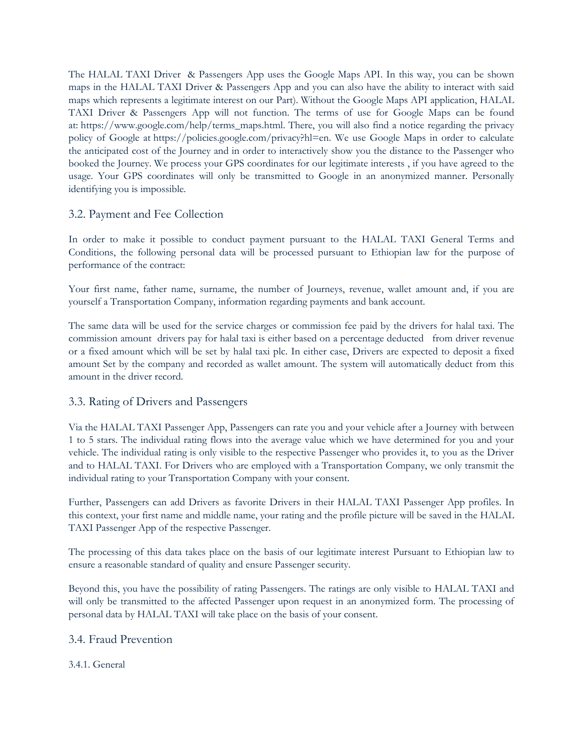The HALAL TAXI Driver & Passengers App uses the Google Maps API. In this way, you can be shown maps in the HALAL TAXI Driver & Passengers App and you can also have the ability to interact with said maps which represents a legitimate interest on our Part). Without the Google Maps API application, HALAL TAXI Driver & Passengers App will not function. The terms of use for Google Maps can be found at: https://www.google.com/help/terms_maps.html. There, you will also find a notice regarding the privacy policy of Google at https://policies.google.com/privacy?hl=en. We use Google Maps in order to calculate the anticipated cost of the Journey and in order to interactively show you the distance to the Passenger who booked the Journey. We process your GPS coordinates for our legitimate interests , if you have agreed to the usage. Your GPS coordinates will only be transmitted to Google in an anonymized manner. Personally identifying you is impossible.

## 3.2. Payment and Fee Collection

In order to make it possible to conduct payment pursuant to the HALAL TAXI General Terms and Conditions, the following personal data will be processed pursuant to Ethiopian law for the purpose of performance of the contract:

Your first name, father name, surname, the number of Journeys, revenue, wallet amount and, if you are yourself a Transportation Company, information regarding payments and bank account.

The same data will be used for the service charges or commission fee paid by the drivers for halal taxi. The commission amount drivers pay for halal taxi is either based on a percentage deducted from driver revenue or a fixed amount which will be set by halal taxi plc. In either case, Drivers are expected to deposit a fixed amount Set by the company and recorded as wallet amount. The system will automatically deduct from this amount in the driver record.

## 3.3. Rating of Drivers and Passengers

Via the HALAL TAXI Passenger App, Passengers can rate you and your vehicle after a Journey with between 1 to 5 stars. The individual rating flows into the average value which we have determined for you and your vehicle. The individual rating is only visible to the respective Passenger who provides it, to you as the Driver and to HALAL TAXI. For Drivers who are employed with a Transportation Company, we only transmit the individual rating to your Transportation Company with your consent.

Further, Passengers can add Drivers as favorite Drivers in their HALAL TAXI Passenger App profiles. In this context, your first name and middle name, your rating and the profile picture will be saved in the HALAL TAXI Passenger App of the respective Passenger.

The processing of this data takes place on the basis of our legitimate interest Pursuant to Ethiopian law to ensure a reasonable standard of quality and ensure Passenger security.

Beyond this, you have the possibility of rating Passengers. The ratings are only visible to HALAL TAXI and will only be transmitted to the affected Passenger upon request in an anonymized form. The processing of personal data by HALAL TAXI will take place on the basis of your consent.

## 3.4. Fraud Prevention

### 3.4.1. General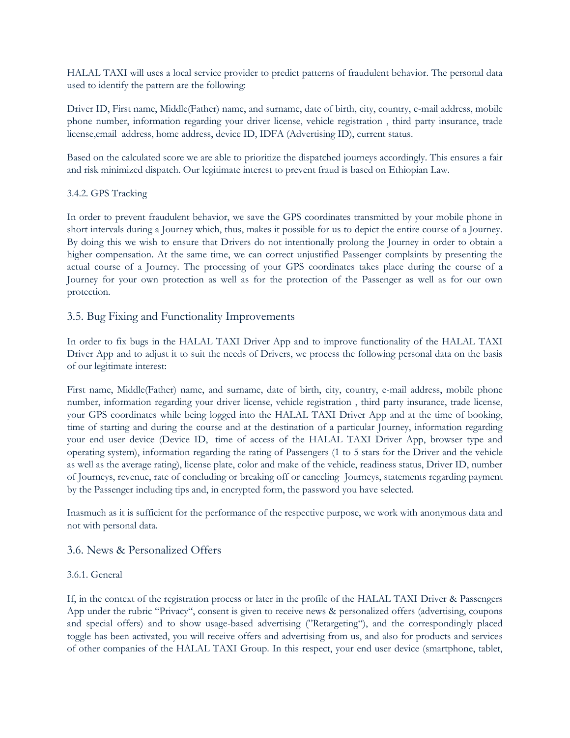HALAL TAXI will uses a local service provider to predict patterns of fraudulent behavior. The personal data used to identify the pattern are the following:

Driver ID, First name, Middle(Father) name, and surname, date of birth, city, country, e-mail address, mobile phone number, information regarding your driver license, vehicle registration , third party insurance, trade license,email address, home address, device ID, IDFA (Advertising ID), current status.

Based on the calculated score we are able to prioritize the dispatched journeys accordingly. This ensures a fair and risk minimized dispatch. Our legitimate interest to prevent fraud is based on Ethiopian Law.

#### 3.4.2. GPS Tracking

In order to prevent fraudulent behavior, we save the GPS coordinates transmitted by your mobile phone in short intervals during a Journey which, thus, makes it possible for us to depict the entire course of a Journey. By doing this we wish to ensure that Drivers do not intentionally prolong the Journey in order to obtain a higher compensation. At the same time, we can correct unjustified Passenger complaints by presenting the actual course of a Journey. The processing of your GPS coordinates takes place during the course of a Journey for your own protection as well as for the protection of the Passenger as well as for our own protection.

### 3.5. Bug Fixing and Functionality Improvements

In order to fix bugs in the HALAL TAXI Driver App and to improve functionality of the HALAL TAXI Driver App and to adjust it to suit the needs of Drivers, we process the following personal data on the basis of our legitimate interest:

First name, Middle(Father) name, and surname, date of birth, city, country, e-mail address, mobile phone number, information regarding your driver license, vehicle registration , third party insurance, trade license, your GPS coordinates while being logged into the HALAL TAXI Driver App and at the time of booking, time of starting and during the course and at the destination of a particular Journey, information regarding your end user device (Device ID, time of access of the HALAL TAXI Driver App, browser type and operating system), information regarding the rating of Passengers (1 to 5 stars for the Driver and the vehicle as well as the average rating), license plate, color and make of the vehicle, readiness status, Driver ID, number of Journeys, revenue, rate of concluding or breaking off or canceling Journeys, statements regarding payment by the Passenger including tips and, in encrypted form, the password you have selected.

Inasmuch as it is sufficient for the performance of the respective purpose, we work with anonymous data and not with personal data.

### 3.6. News & Personalized Offers

#### 3.6.1. General

If, in the context of the registration process or later in the profile of the HALAL TAXI Driver & Passengers App under the rubric "Privacy", consent is given to receive news & personalized offers (advertising, coupons and special offers) and to show usage-based advertising ("Retargeting"), and the correspondingly placed toggle has been activated, you will receive offers and advertising from us, and also for products and services of other companies of the HALAL TAXI Group. In this respect, your end user device (smartphone, tablet,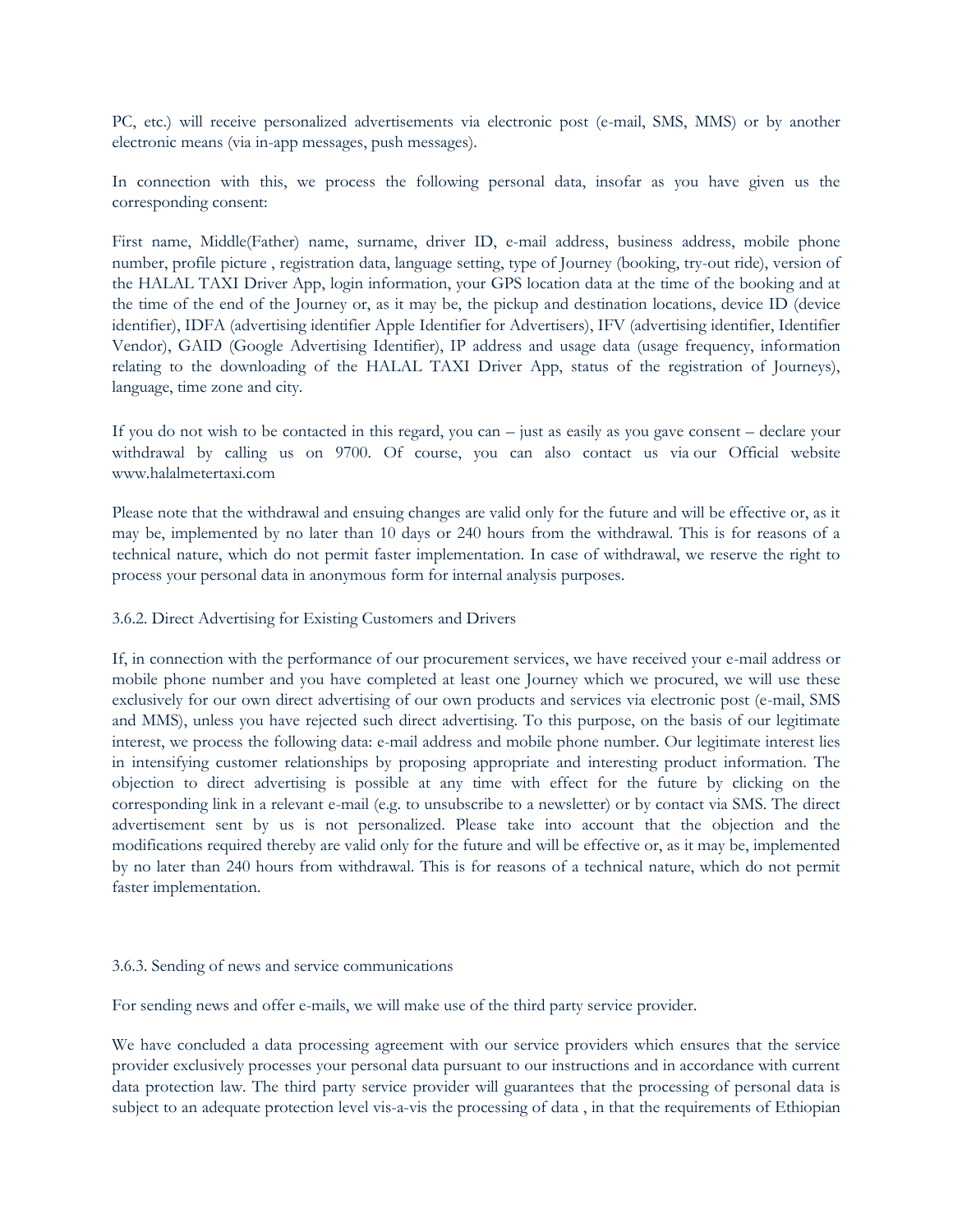PC, etc.) will receive personalized advertisements via electronic post (e-mail, SMS, MMS) or by another electronic means (via in-app messages, push messages).

In connection with this, we process the following personal data, insofar as you have given us the corresponding consent:

First name, Middle(Father) name, surname, driver ID, e-mail address, business address, mobile phone number, profile picture , registration data, language setting, type of Journey (booking, try-out ride), version of the HALAL TAXI Driver App, login information, your GPS location data at the time of the booking and at the time of the end of the Journey or, as it may be, the pickup and destination locations, device ID (device identifier), IDFA (advertising identifier Apple Identifier for Advertisers), IFV (advertising identifier, Identifier Vendor), GAID (Google Advertising Identifier), IP address and usage data (usage frequency, information relating to the downloading of the HALAL TAXI Driver App, status of the registration of Journeys), language, time zone and city.

If you do not wish to be contacted in this regard, you can – just as easily as you gave consent – declare your withdrawal by calling us on 9700. Of course, you can also contact us via our Official website www.halalmetertaxi.com

Please note that the withdrawal and ensuing changes are valid only for the future and will be effective or, as it may be, implemented by no later than 10 days or 240 hours from the withdrawal. This is for reasons of a technical nature, which do not permit faster implementation. In case of withdrawal, we reserve the right to process your personal data in anonymous form for internal analysis purposes.

### 3.6.2. Direct Advertising for Existing Customers and Drivers

If, in connection with the performance of our procurement services, we have received your e-mail address or mobile phone number and you have completed at least one Journey which we procured, we will use these exclusively for our own direct advertising of our own products and services via electronic post (e-mail, SMS and MMS), unless you have rejected such direct advertising. To this purpose, on the basis of our legitimate interest, we process the following data: e-mail address and mobile phone number. Our legitimate interest lies in intensifying customer relationships by proposing appropriate and interesting product information. The objection to direct advertising is possible at any time with effect for the future by clicking on the corresponding link in a relevant e-mail (e.g. to unsubscribe to a newsletter) or by contact via SMS. The direct advertisement sent by us is not personalized. Please take into account that the objection and the modifications required thereby are valid only for the future and will be effective or, as it may be, implemented by no later than 240 hours from withdrawal. This is for reasons of a technical nature, which do not permit faster implementation.

### 3.6.3. Sending of news and service communications

For sending news and offer e-mails, we will make use of the third party service provider.

We have concluded a data processing agreement with our service providers which ensures that the service provider exclusively processes your personal data pursuant to our instructions and in accordance with current data protection law. The third party service provider will guarantees that the processing of personal data is subject to an adequate protection level vis-a-vis the processing of data , in that the requirements of Ethiopian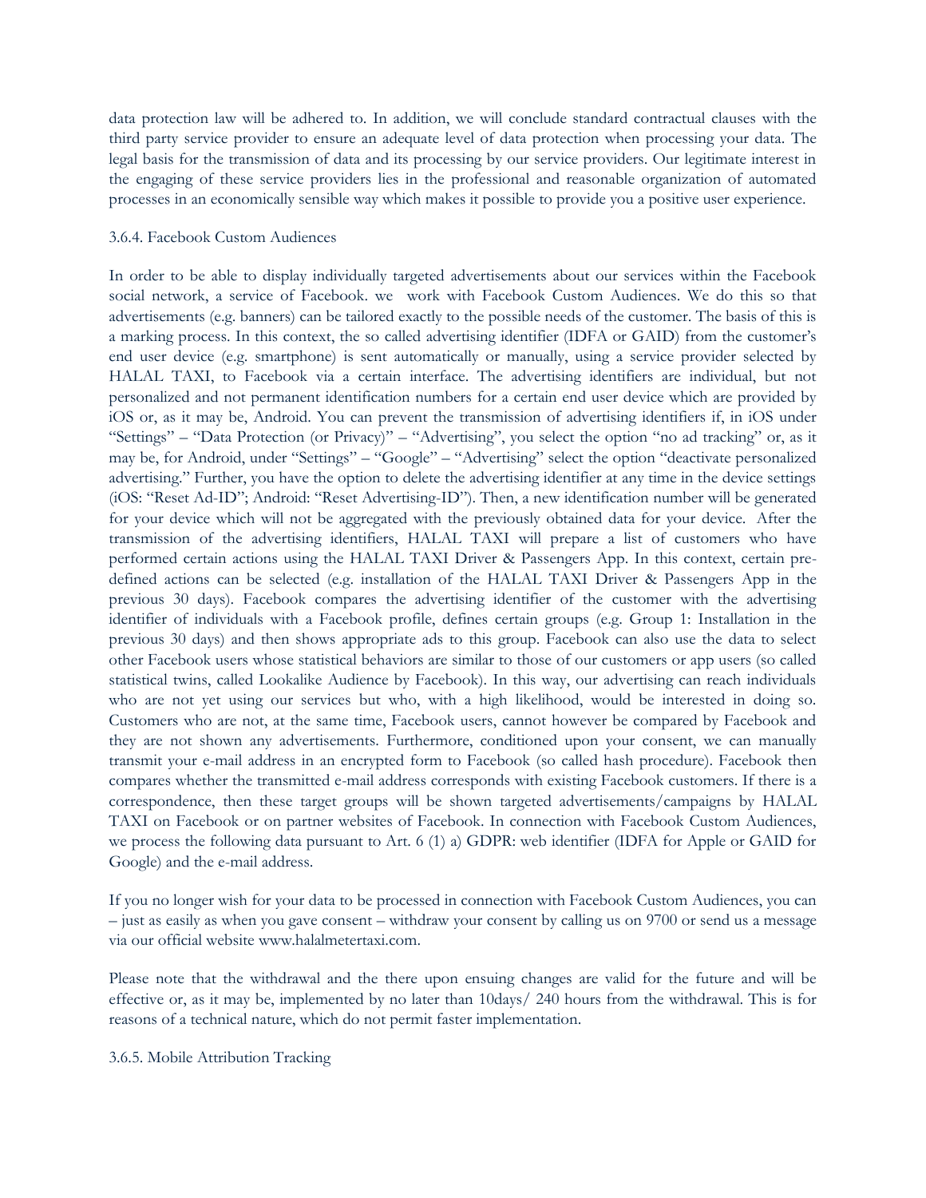data protection law will be adhered to. In addition, we will conclude standard contractual clauses with the third party service provider to ensure an adequate level of data protection when processing your data. The legal basis for the transmission of data and its processing by our service providers. Our legitimate interest in the engaging of these service providers lies in the professional and reasonable organization of automated processes in an economically sensible way which makes it possible to provide you a positive user experience.

### 3.6.4. Facebook Custom Audiences

In order to be able to display individually targeted advertisements about our services within the Facebook social network, a service of Facebook. we work with Facebook Custom Audiences. We do this so that advertisements (e.g. banners) can be tailored exactly to the possible needs of the customer. The basis of this is a marking process. In this context, the so called advertising identifier (IDFA or GAID) from the customer's end user device (e.g. smartphone) is sent automatically or manually, using a service provider selected by HALAL TAXI, to Facebook via a certain interface. The advertising identifiers are individual, but not personalized and not permanent identification numbers for a certain end user device which are provided by iOS or, as it may be, Android. You can prevent the transmission of advertising identifiers if, in iOS under "Settings" – "Data Protection (or Privacy)" – "Advertising", you select the option "no ad tracking" or, as it may be, for Android, under "Settings" – "Google" – "Advertising" select the option "deactivate personalized advertising." Further, you have the option to delete the advertising identifier at any time in the device settings (iOS: "Reset Ad-ID"; Android: "Reset Advertising-ID"). Then, a new identification number will be generated for your device which will not be aggregated with the previously obtained data for your device. After the transmission of the advertising identifiers, HALAL TAXI will prepare a list of customers who have performed certain actions using the HALAL TAXI Driver & Passengers App. In this context, certain pre-defined actions can be selected (e.g. installation of the HALAL TAXI Driver & Passengers App in the previous 30 days). Facebook compares the advertising identifier of the customer with the advertising identifier of individuals with a Facebook profile, defines certain groups (e.g. Group 1: Installation in the previous 30 days) and then shows appropriate ads to this group. Facebook can also use the data to select other Facebook users whose statistical behaviors are similar to those of our customers or app users (so called statistical twins, called Lookalike Audience by Facebook). In this way, our advertising can reach individuals who are not yet using our services but who, with a high likelihood, would be interested in doing so. Customers who are not, at the same time, Facebook users, cannot however be compared by Facebook and they are not shown any advertisements. Furthermore, conditioned upon your consent, we can manually transmit your e-mail address in an encrypted form to Facebook (so called hash procedure). Facebook then compares whether the transmitted e-mail address corresponds with existing Facebook customers. If there is a correspondence, then these target groups will be shown targeted advertisements/campaigns by HALAL TAXI on Facebook or on partner websites of Facebook. In connection with Facebook Custom Audiences, we process the following data pursuant to Art. 6 (1) a) GDPR: web identifier (IDFA for Apple or GAID for Google) and the e-mail address.

If you no longer wish for your data to be processed in connection with Facebook Custom Audiences, you can – just as easily as when you gave consent – withdraw your consent by calling us on 9700 or send us a message via our official website www.halalmetertaxi.com.

Please note that the withdrawal and the there upon ensuing changes are valid for the future and will be effective or, as it may be, implemented by no later than 10days/ 240 hours from the withdrawal. This is for reasons of a technical nature, which do not permit faster implementation.

### 3.6.5. Mobile Attribution Tracking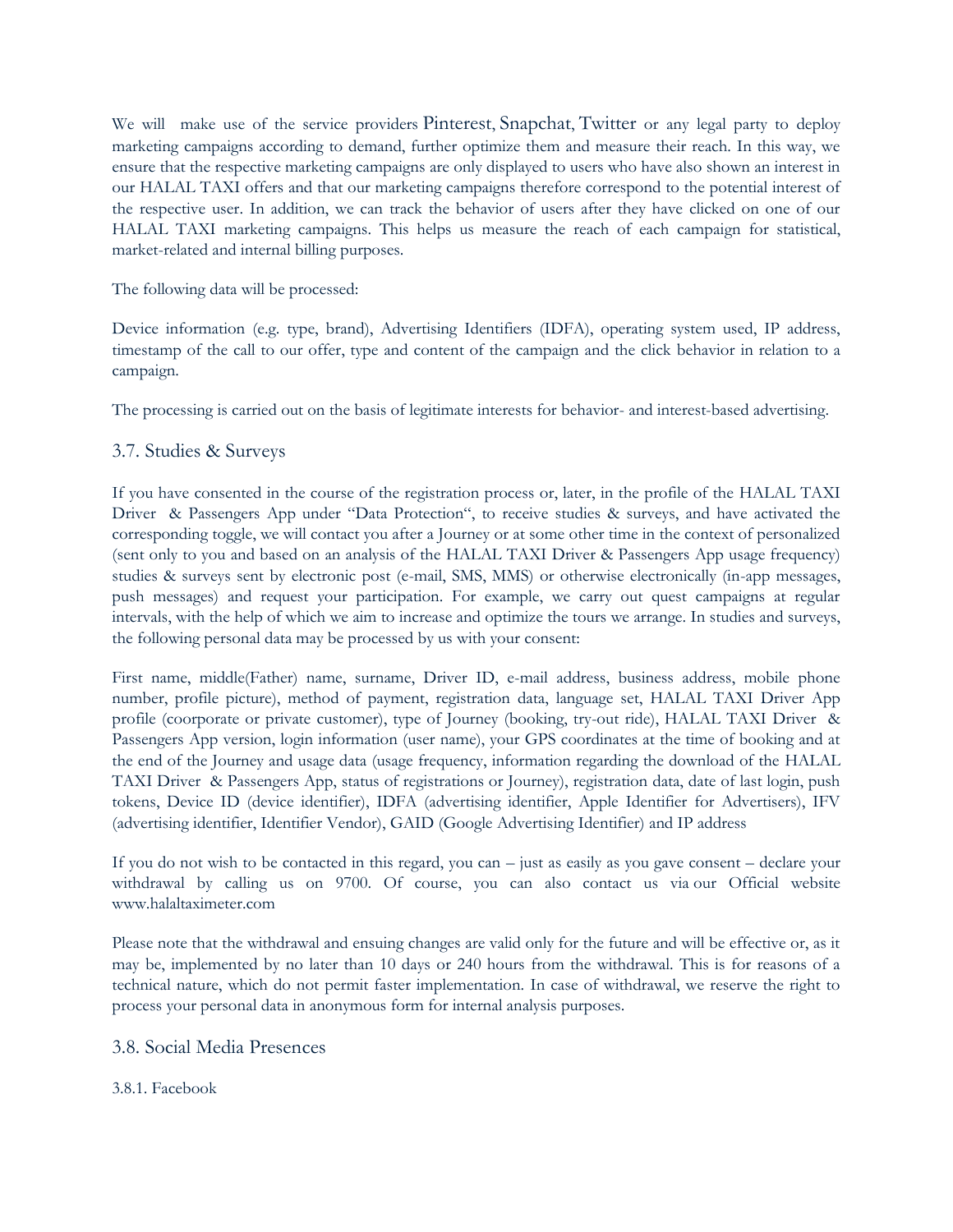We will make use of the service providers Pinterest, Snapchat, Twitter or any legal party to deploy marketing campaigns according to demand, further optimize them and measure their reach. In this way, we ensure that the respective marketing campaigns are only displayed to users who have also shown an interest in our HALAL TAXI offers and that our marketing campaigns therefore correspond to the potential interest of the respective user. In addition, we can track the behavior of users after they have clicked on one of our HALAL TAXI marketing campaigns. This helps us measure the reach of each campaign for statistical, market-related and internal billing purposes.

The following data will be processed:

Device information (e.g. type, brand), Advertising Identifiers (IDFA), operating system used, IP address, timestamp of the call to our offer, type and content of the campaign and the click behavior in relation to a campaign.

The processing is carried out on the basis of legitimate interests for behavior- and interest-based advertising.

## 3.7. Studies & Surveys

If you have consented in the course of the registration process or, later, in the profile of the HALAL TAXI Driver & Passengers App under "Data Protection", to receive studies & surveys, and have activated the corresponding toggle, we will contact you after a Journey or at some other time in the context of personalized (sent only to you and based on an analysis of the HALAL TAXI Driver & Passengers App usage frequency) studies & surveys sent by electronic post (e-mail, SMS, MMS) or otherwise electronically (in-app messages, push messages) and request your participation. For example, we carry out quest campaigns at regular intervals, with the help of which we aim to increase and optimize the tours we arrange. In studies and surveys, the following personal data may be processed by us with your consent:

First name, middle(Father) name, surname, Driver ID, e-mail address, business address, mobile phone number, profile picture), method of payment, registration data, language set, HALAL TAXI Driver App profile (coorporate or private customer), type of Journey (booking, try-out ride), HALAL TAXI Driver & Passengers App version, login information (user name), your GPS coordinates at the time of booking and at the end of the Journey and usage data (usage frequency, information regarding the download of the HALAL TAXI Driver & Passengers App, status of registrations or Journey), registration data, date of last login, push tokens, Device ID (device identifier), IDFA (advertising identifier, Apple Identifier for Advertisers), IFV (advertising identifier, Identifier Vendor), GAID (Google Advertising Identifier) and IP address

If you do not wish to be contacted in this regard, you can – just as easily as you gave consent – declare your withdrawal by calling us on 9700. Of course, you can also contact us via our Official website www.halaltaximeter.com

Please note that the withdrawal and ensuing changes are valid only for the future and will be effective or, as it may be, implemented by no later than 10 days or 240 hours from the withdrawal. This is for reasons of a technical nature, which do not permit faster implementation. In case of withdrawal, we reserve the right to process your personal data in anonymous form for internal analysis purposes.

## 3.8. Social Media Presences

### 3.8.1. Facebook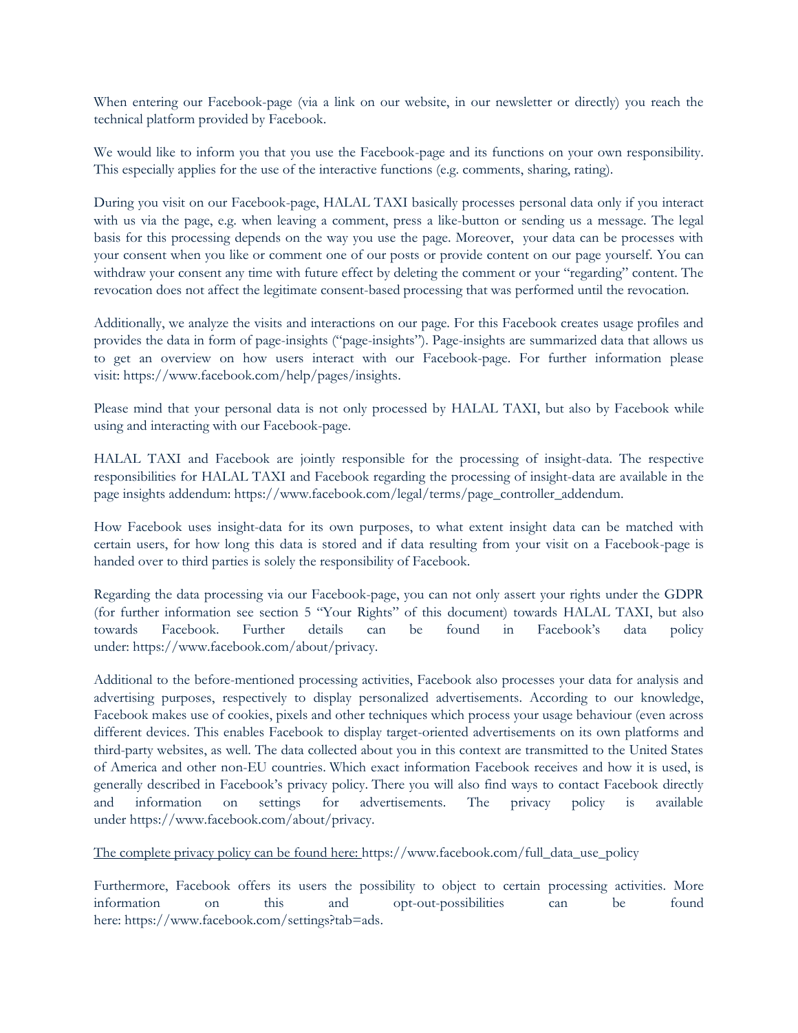When entering our Facebook-page (via a link on our website, in our newsletter or directly) you reach the technical platform provided by Facebook.

We would like to inform you that you use the Facebook-page and its functions on your own responsibility. This especially applies for the use of the interactive functions (e.g. comments, sharing, rating).

During you visit on our Facebook-page, HALAL TAXI basically processes personal data only if you interact with us via the page, e.g. when leaving a comment, press a like-button or sending us a message. The legal basis for this processing depends on the way you use the page. Moreover, your data can be processes with your consent when you like or comment one of our posts or provide content on our page yourself. You can withdraw your consent any time with future effect by deleting the comment or your "regarding" content. The revocation does not affect the legitimate consent-based processing that was performed until the revocation.

Additionally, we analyze the visits and interactions on our page. For this Facebook creates usage profiles and provides the data in form of page-insights ("page-insights"). Page-insights are summarized data that allows us to get an overview on how users interact with our Facebook-page. For further information please visit: https://www.facebook.com/help/pages/insights.

Please mind that your personal data is not only processed by HALAL TAXI, but also by Facebook while using and interacting with our Facebook-page.

HALAL TAXI and Facebook are jointly responsible for the processing of insight-data. The respective responsibilities for HALAL TAXI and Facebook regarding the processing of insight-data are available in the page insights addendum: https://www.facebook.com/legal/terms/page_controller_addendum.

How Facebook uses insight-data for its own purposes, to what extent insight data can be matched with certain users, for how long this data is stored and if data resulting from your visit on a Facebook-page is handed over to third parties is solely the responsibility of Facebook.

Regarding the data processing via our Facebook-page, you can not only assert your rights under the GDPR (for further information see section 5 "Your Rights" of this document) towards HALAL TAXI, but also towards Facebook. Further details can be found in Facebook's data policy under: https://www.facebook.com/about/privacy.

Additional to the before-mentioned processing activities, Facebook also processes your data for analysis and advertising purposes, respectively to display personalized advertisements. According to our knowledge, Facebook makes use of cookies, pixels and other techniques which process your usage behaviour (even across different devices. This enables Facebook to display target-oriented advertisements on its own platforms and third-party websites, as well. The data collected about you in this context are transmitted to the United States of America and other non-EU countries. Which exact information Facebook receives and how it is used, is generally described in Facebook's privacy policy. There you will also find ways to contact Facebook directly and information on settings for advertisements. The privacy policy is available under https://www.facebook.com/about/privacy.

The complete privacy policy can be found here: https://www.facebook.com/full_data_use_policy

Furthermore, Facebook offers its users the possibility to object to certain processing activities. More information on this and opt-out-possibilities can be found here: https://www.facebook.com/settings?tab=ads.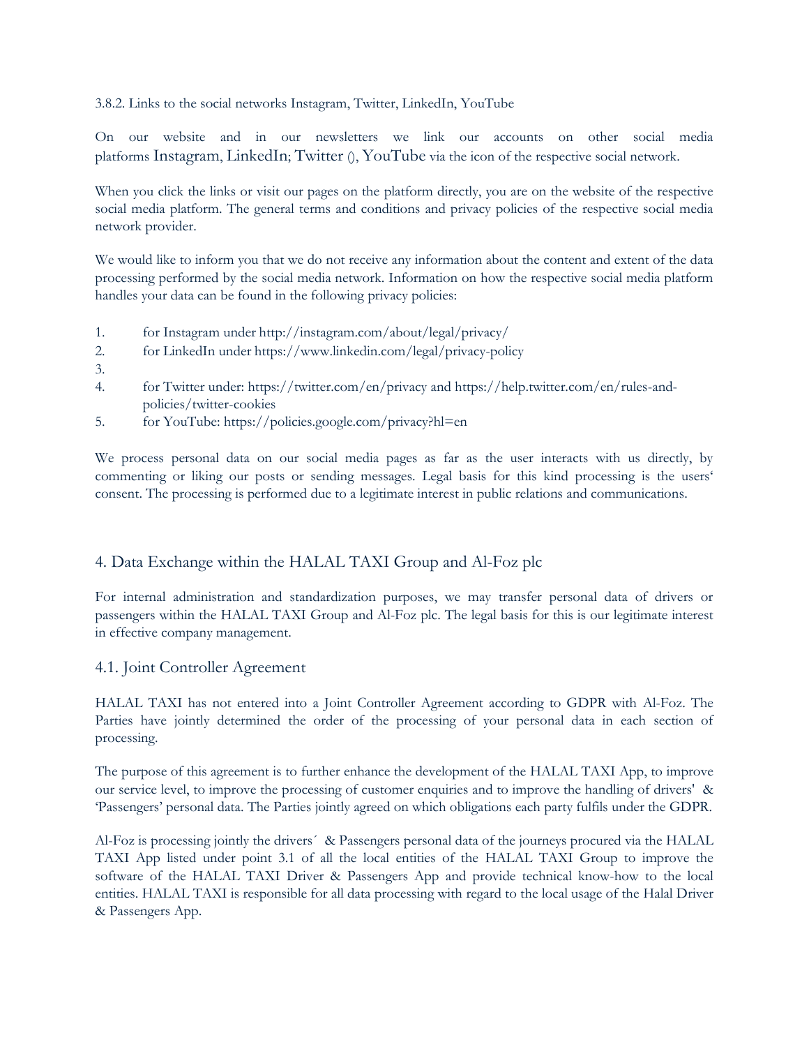3.8.2. Links to the social networks Instagram, Twitter, LinkedIn, YouTube

On our website and in our newsletters we link our accounts on other social media platforms Instagram, LinkedIn; Twitter (), YouTube via the icon of the respective social network.

When you click the links or visit our pages on the platform directly, you are on the website of the respective social media platform. The general terms and conditions and privacy policies of the respective social media network provider.

We would like to inform you that we do not receive any information about the content and extent of the data processing performed by the social media network. Information on how the respective social media platform handles your data can be found in the following privacy policies:

1. for Instagram under http://instagram.com/about/legal/privacy/
2. for LinkedIn under https://www.linkedin.com/legal/privacy-policy
3. 
4. for Twitter under: https://twitter.com/en/privacy and https://help.twitter.com/en/rules-and-policies/twitter-cookies
5. for YouTube: https://policies.google.com/privacy?hl=en

We process personal data on our social media pages as far as the user interacts with us directly, by commenting or liking our posts or sending messages. Legal basis for this kind processing is the users' consent. The processing is performed due to a legitimate interest in public relations and communications.

## 4. Data Exchange within the HALAL TAXI Group and Al-Foz plc

For internal administration and standardization purposes, we may transfer personal data of drivers or passengers within the HALAL TAXI Group and Al-Foz plc. The legal basis for this is our legitimate interest in effective company management.

### 4.1. Joint Controller Agreement

HALAL TAXI has not entered into a Joint Controller Agreement according to GDPR with Al-Foz. The Parties have jointly determined the order of the processing of your personal data in each section of processing.

The purpose of this agreement is to further enhance the development of the HALAL TAXI App, to improve our service level, to improve the processing of customer enquiries and to improve the handling of drivers' & 'Passengers' personal data. The Parties jointly agreed on which obligations each party fulfils under the GDPR.

Al-Foz is processing jointly the drivers´ & Passengers personal data of the journeys procured via the HALAL TAXI App listed under point 3.1 of all the local entities of the HALAL TAXI Group to improve the software of the HALAL TAXI Driver & Passengers App and provide technical know-how to the local entities. HALAL TAXI is responsible for all data processing with regard to the local usage of the Halal Driver & Passengers App.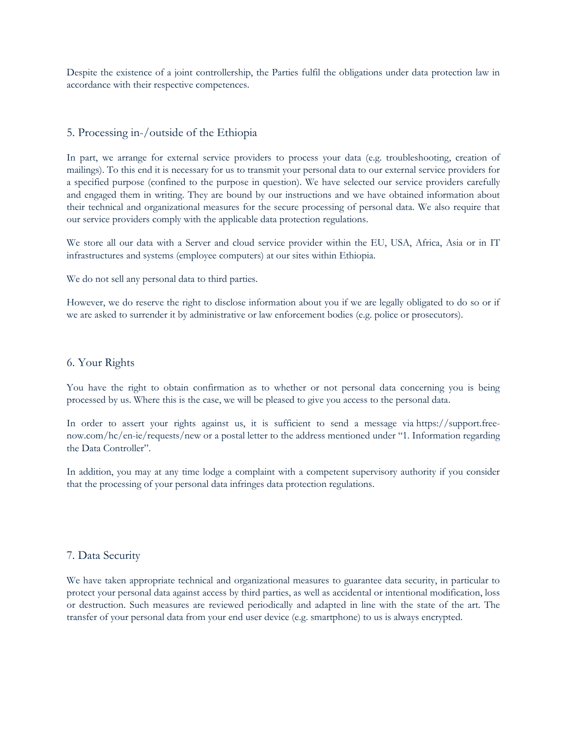Despite the existence of a joint controllership, the Parties fulfil the obligations under data protection law in accordance with their respective competences.

## 5. Processing in-/outside of the Ethiopia

In part, we arrange for external service providers to process your data (e.g. troubleshooting, creation of mailings). To this end it is necessary for us to transmit your personal data to our external service providers for a specified purpose (confined to the purpose in question). We have selected our service providers carefully and engaged them in writing. They are bound by our instructions and we have obtained information about their technical and organizational measures for the secure processing of personal data. We also require that our service providers comply with the applicable data protection regulations.

We store all our data with a Server and cloud service provider within the EU, USA, Africa, Asia or in IT infrastructures and systems (employee computers) at our sites within Ethiopia.

We do not sell any personal data to third parties.

However, we do reserve the right to disclose information about you if we are legally obligated to do so or if we are asked to surrender it by administrative or law enforcement bodies (e.g. police or prosecutors).

## 6. Your Rights

You have the right to obtain confirmation as to whether or not personal data concerning you is being processed by us. Where this is the case, we will be pleased to give you access to the personal data.

In order to assert your rights against us, it is sufficient to send a message via https://support.free-now.com/hc/en-ie/requests/new or a postal letter to the address mentioned under "1. Information regarding the Data Controller".

In addition, you may at any time lodge a complaint with a competent supervisory authority if you consider that the processing of your personal data infringes data protection regulations.

## 7. Data Security

We have taken appropriate technical and organizational measures to guarantee data security, in particular to protect your personal data against access by third parties, as well as accidental or intentional modification, loss or destruction. Such measures are reviewed periodically and adapted in line with the state of the art. The transfer of your personal data from your end user device (e.g. smartphone) to us is always encrypted.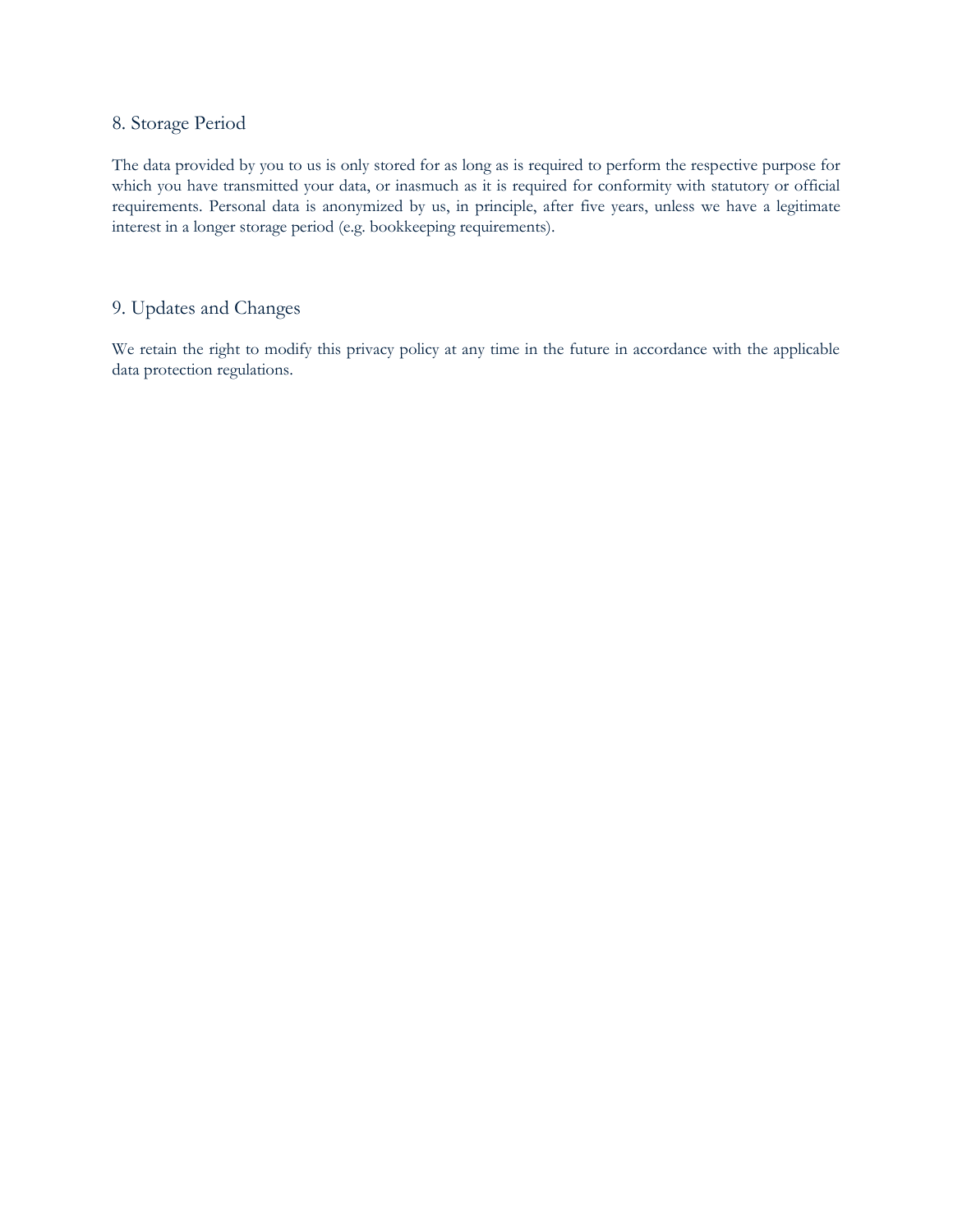## 8. Storage Period

The data provided by you to us is only stored for as long as is required to perform the respective purpose for which you have transmitted your data, or inasmuch as it is required for conformity with statutory or official requirements. Personal data is anonymized by us, in principle, after five years, unless we have a legitimate interest in a longer storage period (e.g. bookkeeping requirements).

## 9. Updates and Changes

We retain the right to modify this privacy policy at any time in the future in accordance with the applicable data protection regulations.